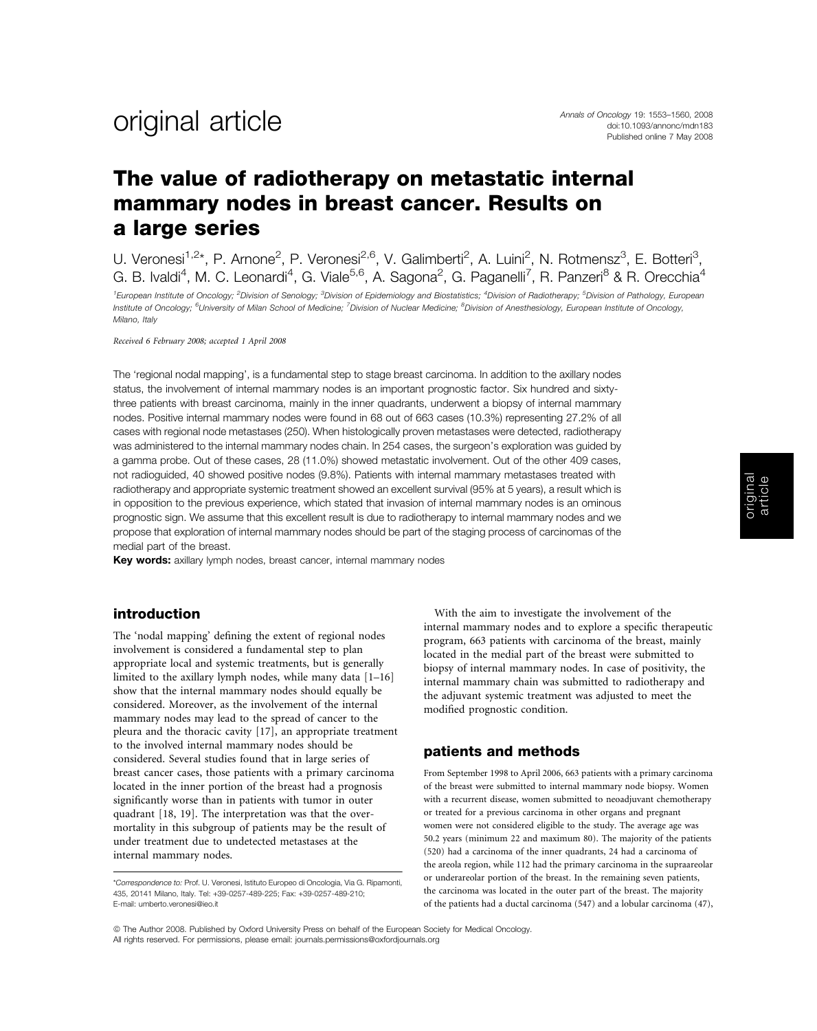original article

# The value of radiotherapy on metastatic internal mammary nodes in breast cancer. Results on a large series

U. Veronesi[1,2*], P. Arnone[2], P. Veronesi[2,6], V. Galimberti[2], A. Luini[2], N. Rotmensz[3], E. Botteri[3], G. B. Ivaldi[4], M. C. Leonardi[4], G. Viale[5,6], A. Sagona[2], G. Paganelli[7], R. Panzeri[8] & R. Orecchia[4]

[1]European Institute of Oncology; [2]Division of Senology; [3]Division of Epidemiology and Biostatistics; [4]Division of Radiotherapy; [5]Division of Pathology, European Institute of Oncology; [6]University of Milan School of Medicine; [7]Division of Nuclear Medicine; [8]Division of Anesthesiology, European Institute of Oncology, Milano, Italy

*Received 6 February 2008; accepted 1 April 2008*

The 'regional nodal mapping', is a fundamental step to stage breast carcinoma. In addition to the axillary nodes status, the involvement of internal mammary nodes is an important prognostic factor. Six hundred and sixty-three patients with breast carcinoma, mainly in the inner quadrants, underwent a biopsy of internal mammary nodes. Positive internal mammary nodes were found in 68 out of 663 cases (10.3%) representing 27.2% of all cases with regional node metastases (250). When histologically proven metastases were detected, radiotherapy was administered to the internal mammary nodes chain. In 254 cases, the surgeon's exploration was guided by a gamma probe. Out of these cases, 28 (11.0%) showed metastatic involvement. Out of the other 409 cases, not radioguided, 40 showed positive nodes (9.8%). Patients with internal mammary metastases treated with radiotherapy and appropriate systemic treatment showed an excellent survival (95% at 5 years), a result which is in opposition to the previous experience, which stated that invasion of internal mammary nodes is an ominous prognostic sign. We assume that this excellent result is due to radiotherapy to internal mammary nodes and we propose that exploration of internal mammary nodes should be part of the staging process of carcinomas of the medial part of the breast.

**Key words:** axillary lymph nodes, breast cancer, internal mammary nodes

## introduction

The 'nodal mapping' defining the extent of regional nodes involvement is considered a fundamental step to plan appropriate local and systemic treatments, but is generally limited to the axillary lymph nodes, while many data [1–16] show that the internal mammary nodes should equally be considered. Moreover, as the involvement of the internal mammary nodes may lead to the spread of cancer to the pleura and the thoracic cavity [17], an appropriate treatment to the involved internal mammary nodes should be considered. Several studies found that in large series of breast cancer cases, those patients with a primary carcinoma located in the inner portion of the breast had a prognosis significantly worse than in patients with tumor in outer quadrant [18, 19]. The interpretation was that the over-mortality in this subgroup of patients may be the result of under treatment due to undetected metastases at the internal mammary nodes.

With the aim to investigate the involvement of the internal mammary nodes and to explore a specific therapeutic program, 663 patients with carcinoma of the breast, mainly located in the medial part of the breast were submitted to biopsy of internal mammary nodes. In case of positivity, the internal mammary chain was submitted to radiotherapy and the adjuvant systemic treatment was adjusted to meet the modified prognostic condition.

## patients and methods

From September 1998 to April 2006, 663 patients with a primary carcinoma of the breast were submitted to internal mammary node biopsy. Women with a recurrent disease, women submitted to neoadjuvant chemotherapy or treated for a previous carcinoma in other organs and pregnant women were not considered eligible to the study. The average age was 50.2 years (minimum 22 and maximum 80). The majority of the patients (520) had a carcinoma of the inner quadrants, 24 had a carcinoma of the areola region, while 112 had the primary carcinoma in the supraareolar or underareolar portion of the breast. In the remaining seven patients, the carcinoma was located in the outer part of the breast. The majority of the patients had a ductal carcinoma (547) and a lobular carcinoma (47),

*Correspondence to: Prof. U. Veronesi, Istituto Europeo di Oncologia, Via G. Ripamonti, 435, 20141 Milano, Italy. Tel: +39-0257-489-225; Fax: +39-0257-489-210; E-mail: umberto.veronesi@ieo.it

© The Author 2008. Published by Oxford University Press on behalf of the European Society for Medical Oncology. All rights reserved. For permissions, please email: journals.permissions@oxfordjournals.org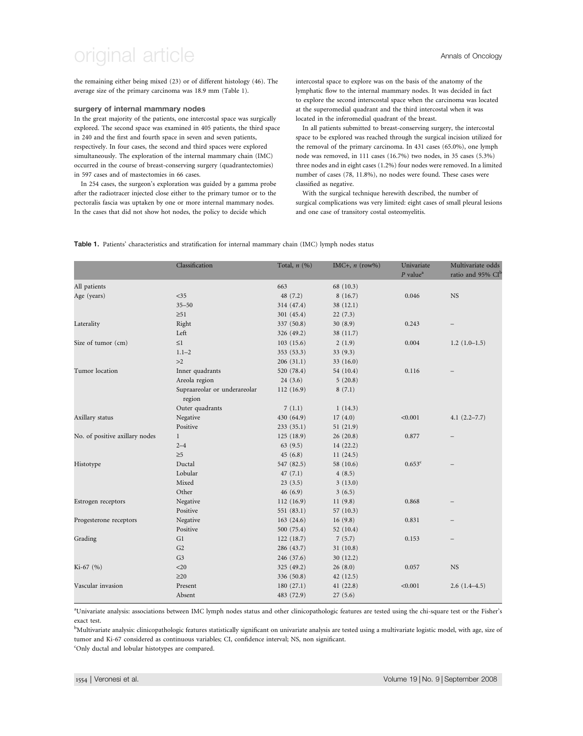the remaining either being mixed (23) or of different histology (46). The average size of the primary carcinoma was 18.9 mm (Table 1).

### surgery of internal mammary nodes

In the great majority of the patients, one intercostal space was surgically explored. The second space was examined in 405 patients, the third space in 240 and the first and fourth space in seven and seven patients, respectively. In four cases, the second and third spaces were explored simultaneously. The exploration of the internal mammary chain (IMC) occurred in the course of breast-conserving surgery (quadrantectomies) in 597 cases and of mastectomies in 66 cases.

In 254 cases, the surgeon's exploration was guided by a gamma probe after the radiotracer injected close either to the primary tumor or to the pectoralis fascia was uptaken by one or more internal mammary nodes. In the cases that did not show hot nodes, the policy to decide which intercostal space to explore was on the basis of the anatomy of the lymphatic flow to the internal mammary nodes. It was decided in fact to explore the second interscostal space when the carcinoma was located at the superomedial quadrant and the third intercostal when it was located in the inferomedial quadrant of the breast.

In all patients submitted to breast-conserving surgery, the intercostal space to be explored was reached through the surgical incision utilized for the removal of the primary carcinoma. In 431 cases (65.0%), one lymph node was removed, in 111 cases (16.7%) two nodes, in 35 cases (5.3%) three nodes and in eight cases (1.2%) four nodes were removed. In a limited number of cases (78, 11.8%), no nodes were found. These cases were classified as negative.

With the surgical technique herewith described, the number of surgical complications was very limited: eight cases of small pleural lesions and one case of transitory costal osteomyelitis.

**Table 1.** Patients' characteristics and stratification for internal mammary chain (IMC) lymph nodes status

| | Classification | Total, *n* (%) | IMC+, *n* (row%) | Univariate *P* value[a] | Multivariate odds ratio and 95% CI[b] |
|---|---|---|---|---|---|
| All patients | | 663 | 68 (10.3) | | |
| Age (years) | <35 | 48 (7.2) | 8 (16.7) | 0.046 | NS |
| | 35–50 | 314 (47.4) | 38 (12.1) | | |
| | ≥51 | 301 (45.4) | 22 (7.3) | | |
| Laterality | Right | 337 (50.8) | 30 (8.9) | 0.243 | – |
| | Left | 326 (49.2) | 38 (11.7) | | |
| Size of tumor (cm) | ≤1 | 103 (15.6) | 2 (1.9) | 0.004 | 1.2 (1.0–1.5) |
| | 1.1–2 | 353 (53.3) | 33 (9.3) | | |
| | >2 | 206 (31.1) | 33 (16.0) | | |
| Tumor location | Inner quadrants | 520 (78.4) | 54 (10.4) | 0.116 | – |
| | Areola region | 24 (3.6) | 5 (20.8) | | |
| | Supraareolar or underareolar region | 112 (16.9) | 8 (7.1) | | |
| | Outer quadrants | 7 (1.1) | 1 (14.3) | | |
| Axillary status | Negative | 430 (64.9) | 17 (4.0) | <0.001 | 4.1 (2.2–7.7) |
| | Positive | 233 (35.1) | 51 (21.9) | | |
| No. of positive axillary nodes | 1 | 125 (18.9) | 26 (20.8) | 0.877 | – |
| | 2–4 | 63 (9.5) | 14 (22.2) | | |
| | ≥5 | 45 (6.8) | 11 (24.5) | | |
| Histotype | Ductal | 547 (82.5) | 58 (10.6) | 0.653[c] | – |
| | Lobular | 47 (7.1) | 4 (8.5) | | |
| | Mixed | 23 (3.5) | 3 (13.0) | | |
| | Other | 46 (6.9) | 3 (6.5) | | |
| Estrogen receptors | Negative | 112 (16.9) | 11 (9.8) | 0.868 | – |
| | Positive | 551 (83.1) | 57 (10.3) | | |
| Progesterone receptors | Negative | 163 (24.6) | 16 (9.8) | 0.831 | – |
| | Positive | 500 (75.4) | 52 (10.4) | | |
| Grading | G1 | 122 (18.7) | 7 (5.7) | 0.153 | – |
| | G2 | 286 (43.7) | 31 (10.8) | | |
| | G3 | 246 (37.6) | 30 (12.2) | | |
| Ki-67 (%) | <20 | 325 (49.2) | 26 (8.0) | 0.057 | NS |
| | ≥20 | 336 (50.8) | 42 (12.5) | | |
| Vascular invasion | Present | 180 (27.1) | 41 (22.8) | <0.001 | 2.6 (1.4–4.5) |
| | Absent | 483 (72.9) | 27 (5.6) | | |

[a]Univariate analysis: associations between IMC lymph nodes status and other clinicopathologic features are tested using the chi-square test or the Fisher's exact test.

[b]Multivariate analysis: clinicopathologic features statistically significant on univariate analysis are tested using a multivariate logistic model, with age, size of tumor and Ki-67 considered as continuous variables; CI, confidence interval; NS, non significant.

[c]Only ductal and lobular histotypes are compared.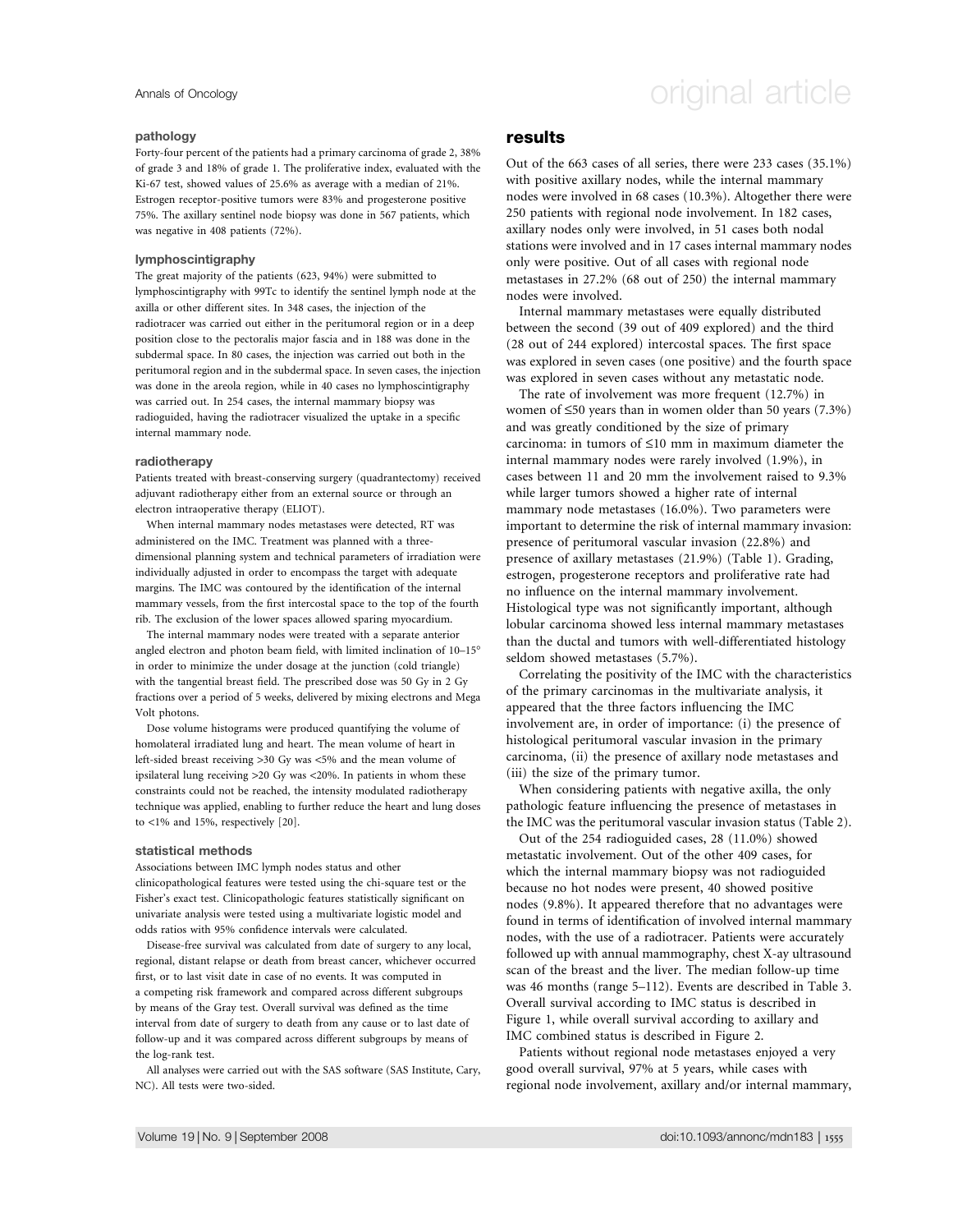### pathology

Forty-four percent of the patients had a primary carcinoma of grade 2, 38% of grade 3 and 18% of grade 1. The proliferative index, evaluated with the Ki-67 test, showed values of 25.6% as average with a median of 21%. Estrogen receptor-positive tumors were 83% and progesterone positive 75%. The axillary sentinel node biopsy was done in 567 patients, which was negative in 408 patients (72%).

### lymphoscintigraphy

The great majority of the patients (623, 94%) were submitted to lymphoscintigraphy with 99Tc to identify the sentinel lymph node at the axilla or other different sites. In 348 cases, the injection of the radiotracer was carried out either in the peritumoral region or in a deep position close to the pectoralis major fascia and in 188 was done in the subdermal space. In 80 cases, the injection was carried out both in the peritumoral region and in the subdermal space. In seven cases, the injection was done in the areola region, while in 40 cases no lymphoscintigraphy was carried out. In 254 cases, the internal mammary biopsy was radioguided, having the radiotracer visualized the uptake in a specific internal mammary node.

### radiotherapy

Patients treated with breast-conserving surgery (quadrantectomy) received adjuvant radiotherapy either from an external source or through an electron intraoperative therapy (ELIOT).

When internal mammary nodes metastases were detected, RT was administered on the IMC. Treatment was planned with a three-dimensional planning system and technical parameters of irradiation were individually adjusted in order to encompass the target with adequate margins. The IMC was contoured by the identification of the internal mammary vessels, from the first intercostal space to the top of the fourth rib. The exclusion of the lower spaces allowed sparing myocardium.

The internal mammary nodes were treated with a separate anterior angled electron and photon beam field, with limited inclination of 10–15° in order to minimize the under dosage at the junction (cold triangle) with the tangential breast field. The prescribed dose was 50 Gy in 2 Gy fractions over a period of 5 weeks, delivered by mixing electrons and Mega Volt photons.

Dose volume histograms were produced quantifying the volume of homolateral irradiated lung and heart. The mean volume of heart in left-sided breast receiving >30 Gy was <5% and the mean volume of ipsilateral lung receiving >20 Gy was <20%. In patients in whom these constraints could not be reached, the intensity modulated radiotherapy technique was applied, enabling to further reduce the heart and lung doses to <1% and 15%, respectively [20].

### statistical methods

Associations between IMC lymph nodes status and other clinicopathological features were tested using the chi-square test or the Fisher's exact test. Clinicopathologic features statistically significant on univariate analysis were tested using a multivariate logistic model and odds ratios with 95% confidence intervals were calculated.

Disease-free survival was calculated from date of surgery to any local, regional, distant relapse or death from breast cancer, whichever occurred first, or to last visit date in case of no events. It was computed in a competing risk framework and compared across different subgroups by means of the Gray test. Overall survival was defined as the time interval from date of surgery to death from any cause or to last date of follow-up and it was compared across different subgroups by means of the log-rank test.

All analyses were carried out with the SAS software (SAS Institute, Cary, NC). All tests were two-sided.

## results

Out of the 663 cases of all series, there were 233 cases (35.1%) with positive axillary nodes, while the internal mammary nodes were involved in 68 cases (10.3%). Altogether there were 250 patients with regional node involvement. In 182 cases, axillary nodes only were involved, in 51 cases both nodal stations were involved and in 17 cases internal mammary nodes only were positive. Out of all cases with regional node metastases in 27.2% (68 out of 250) the internal mammary nodes were involved.

Internal mammary metastases were equally distributed between the second (39 out of 409 explored) and the third (28 out of 244 explored) intercostal spaces. The first space was explored in seven cases (one positive) and the fourth space was explored in seven cases without any metastatic node.

The rate of involvement was more frequent (12.7%) in women of ≤50 years than in women older than 50 years (7.3%) and was greatly conditioned by the size of primary carcinoma: in tumors of ≤10 mm in maximum diameter the internal mammary nodes were rarely involved (1.9%), in cases between 11 and 20 mm the involvement raised to 9.3% while larger tumors showed a higher rate of internal mammary node metastases (16.0%). Two parameters were important to determine the risk of internal mammary invasion: presence of peritumoral vascular invasion (22.8%) and presence of axillary metastases (21.9%) (Table 1). Grading, estrogen, progesterone receptors and proliferative rate had no influence on the internal mammary involvement. Histological type was not significantly important, although lobular carcinoma showed less internal mammary metastases than the ductal and tumors with well-differentiated histology seldom showed metastases (5.7%).

Correlating the positivity of the IMC with the characteristics of the primary carcinomas in the multivariate analysis, it appeared that the three factors influencing the IMC involvement are, in order of importance: (i) the presence of histological peritumoral vascular invasion in the primary carcinoma, (ii) the presence of axillary node metastases and (iii) the size of the primary tumor.

When considering patients with negative axilla, the only pathologic feature influencing the presence of metastases in the IMC was the peritumoral vascular invasion status (Table 2).

Out of the 254 radioguided cases, 28 (11.0%) showed metastatic involvement. Out of the other 409 cases, for which the internal mammary biopsy was not radioguided because no hot nodes were present, 40 showed positive nodes (9.8%). It appeared therefore that no advantages were found in terms of identification of involved internal mammary nodes, with the use of a radiotracer. Patients were accurately followed up with annual mammography, chest X-ay ultrasound scan of the breast and the liver. The median follow-up time was 46 months (range 5–112). Events are described in Table 3. Overall survival according to IMC status is described in Figure 1, while overall survival according to axillary and IMC combined status is described in Figure 2.

Patients without regional node metastases enjoyed a very good overall survival, 97% at 5 years, while cases with regional node involvement, axillary and/or internal mammary,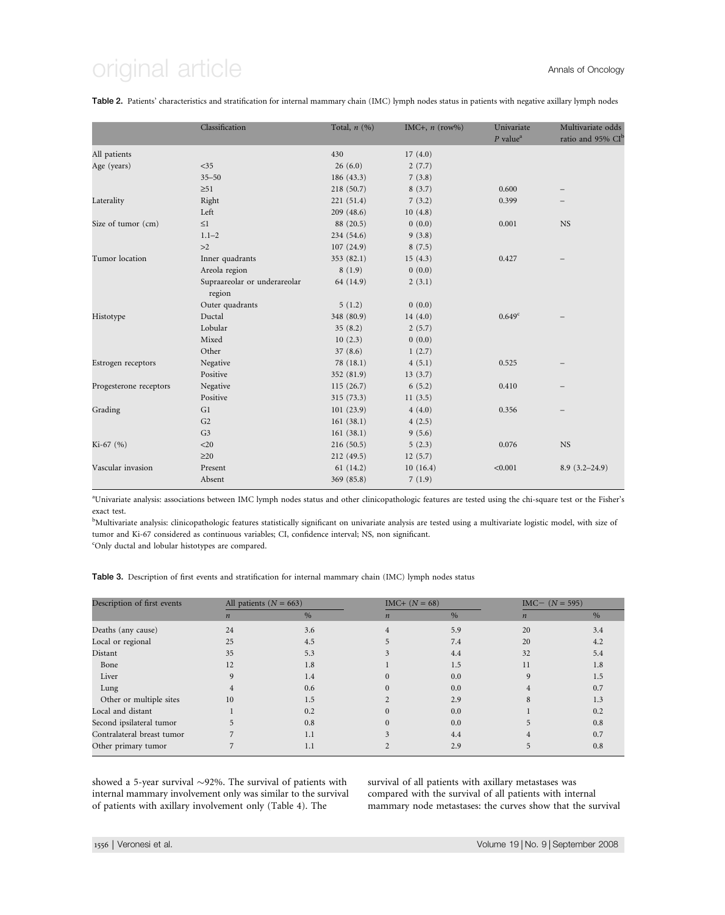**Table 2.** Patients' characteristics and stratification for internal mammary chain (IMC) lymph nodes status in patients with negative axillary lymph nodes

| | Classification | Total, *n* (%) | IMC+, *n* (row%) | Univariate *P* value[a] | Multivariate odds ratio and 95% CI[b] |
|---|---|---|---|---|---|
| All patients | | 430 | 17 (4.0) | | |
| Age (years) | <35 | 26 (6.0) | 2 (7.7) | | |
| | 35–50 | 186 (43.3) | 7 (3.8) | | |
| | ≥51 | 218 (50.7) | 8 (3.7) | 0.600 | – |
| Laterality | Right | 221 (51.4) | 7 (3.2) | 0.399 | – |
| | Left | 209 (48.6) | 10 (4.8) | | |
| Size of tumor (cm) | ≤1 | 88 (20.5) | 0 (0.0) | 0.001 | NS |
| | 1.1–2 | 234 (54.6) | 9 (3.8) | | |
| | >2 | 107 (24.9) | 8 (7.5) | | |
| Tumor location | Inner quadrants | 353 (82.1) | 15 (4.3) | 0.427 | – |
| | Areola region | 8 (1.9) | 0 (0.0) | | |
| | Supraareolar or underareolar region | 64 (14.9) | 2 (3.1) | | |
| | Outer quadrants | 5 (1.2) | 0 (0.0) | | |
| Histotype | Ductal | 348 (80.9) | 14 (4.0) | 0.649[c] | – |
| | Lobular | 35 (8.2) | 2 (5.7) | | |
| | Mixed | 10 (2.3) | 0 (0.0) | | |
| | Other | 37 (8.6) | 1 (2.7) | | |
| Estrogen receptors | Negative | 78 (18.1) | 4 (5.1) | 0.525 | – |
| | Positive | 352 (81.9) | 13 (3.7) | | |
| Progesterone receptors | Negative | 115 (26.7) | 6 (5.2) | 0.410 | – |
| | Positive | 315 (73.3) | 11 (3.5) | | |
| Grading | G1 | 101 (23.9) | 4 (4.0) | 0.356 | – |
| | G2 | 161 (38.1) | 4 (2.5) | | |
| | G3 | 161 (38.1) | 9 (5.6) | | |
| Ki-67 (%) | <20 | 216 (50.5) | 5 (2.3) | 0.076 | NS |
| | ≥20 | 212 (49.5) | 12 (5.7) | | |
| Vascular invasion | Present | 61 (14.2) | 10 (16.4) | <0.001 | 8.9 (3.2–24.9) |
| | Absent | 369 (85.8) | 7 (1.9) | | |

[a]Univariate analysis: associations between IMC lymph nodes status and other clinicopathologic features are tested using the chi-square test or the Fisher's exact test.

[b]Multivariate analysis: clinicopathologic features statistically significant on univariate analysis are tested using a multivariate logistic model, with size of tumor and Ki-67 considered as continuous variables; CI, confidence interval; NS, non significant.

[c]Only ductal and lobular histotypes are compared.

**Table 3.** Description of first events and stratification for internal mammary chain (IMC) lymph nodes status

| Description of first events | All patients (*N* = 663) | | IMC+ (*N* = 68) | | IMC− (*N* = 595) | |
|---|---|---|---|---|---|---|
| | *n* | % | *n* | % | *n* | % |
| Deaths (any cause) | 24 | 3.6 | 4 | 5.9 | 20 | 3.4 |
| Local or regional | 25 | 4.5 | 5 | 7.4 | 20 | 4.2 |
| Distant | 35 | 5.3 | 3 | 4.4 | 32 | 5.4 |
| Bone | 12 | 1.8 | 1 | 1.5 | 11 | 1.8 |
| Liver | 9 | 1.4 | 0 | 0.0 | 9 | 1.5 |
| Lung | 4 | 0.6 | 0 | 0.0 | 4 | 0.7 |
| Other or multiple sites | 10 | 1.5 | 2 | 2.9 | 8 | 1.3 |
| Local and distant | 1 | 0.2 | 0 | 0.0 | 1 | 0.2 |
| Second ipsilateral tumor | 5 | 0.8 | 0 | 0.0 | 5 | 0.8 |
| Contralateral breast tumor | 7 | 1.1 | 3 | 4.4 | 4 | 0.7 |
| Other primary tumor | 7 | 1.1 | 2 | 2.9 | 5 | 0.8 |

showed a 5-year survival ∼92%. The survival of patients with internal mammary involvement only was similar to the survival of patients with axillary involvement only (Table 4). The survival of all patients with axillary metastases was compared with the survival of all patients with internal mammary node metastases: the curves show that the survival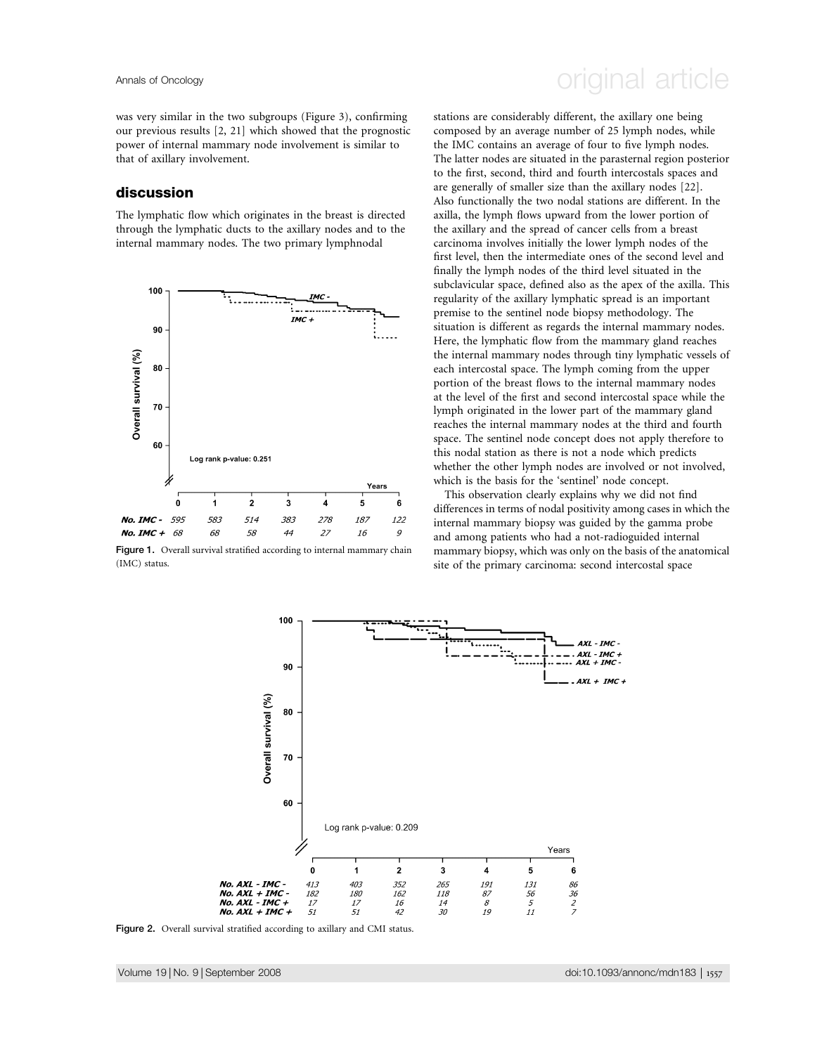was very similar in the two subgroups (Figure 3), confirming our previous results [2, 21] which showed that the prognostic power of internal mammary node involvement is similar to that of axillary involvement.

## discussion

The lymphatic flow which originates in the breast is directed through the lymphatic ducts to the axillary nodes and to the internal mammary nodes. The two primary lymphnodal stations are considerably different, the axillary one being composed by an average number of 25 lymph nodes, while the IMC contains an average of four to five lymph nodes. The latter nodes are situated in the parasternal region posterior to the first, second, third and fourth intercostals spaces and are generally of smaller size than the axillary nodes [22]. Also functionally the two nodal stations are different. In the axilla, the lymph flows upward from the lower portion of the axillary and the spread of cancer cells from a breast carcinoma involves initially the lower lymph nodes of the first level, then the intermediate ones of the second level and finally the lymph nodes of the third level situated in the subclavicular space, defined also as the apex of the axilla. This regularity of the axillary lymphatic spread is an important premise to the sentinel node biopsy methodology. The situation is different as regards the internal mammary nodes. Here, the lymphatic flow from the mammary gland reaches the internal mammary nodes through tiny lymphatic vessels of each intercostal space. The lymph coming from the upper portion of the breast flows to the internal mammary nodes at the level of the first and second intercostal space while the lymph originated in the lower part of the mammary gland reaches the internal mammary nodes at the third and fourth space. The sentinel node concept does not apply therefore to this nodal station as there is not a node which predicts whether the other lymph nodes are involved or not involved, which is the basis for the 'sentinel' node concept.

This observation clearly explains why we did not find differences in terms of nodal positivity among cases in which the internal mammary biopsy was guided by the gamma probe and among patients who had a not-radioguided internal mammary biopsy, which was only on the basis of the anatomical site of the primary carcinoma: second intercostal space

Figure 1. Overall survival stratified according to internal mammary chain (IMC) status.

Figure 2. Overall survival stratified according to axillary and CMI status.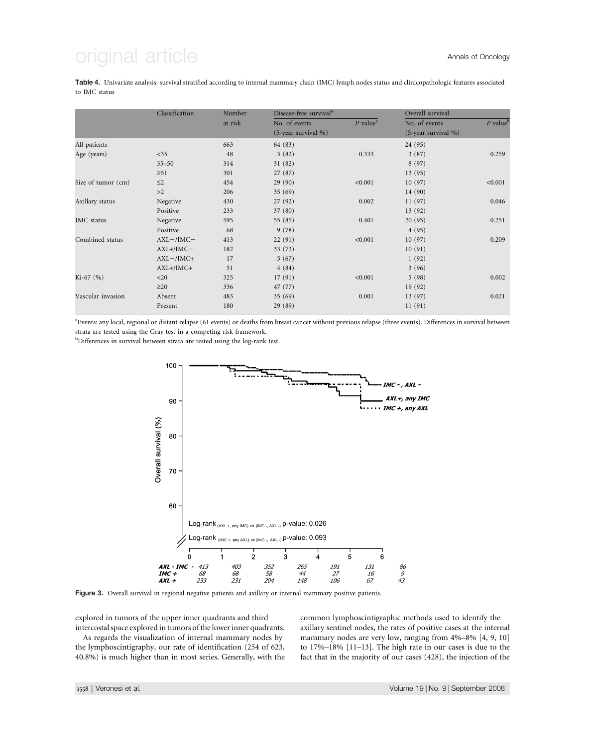**Table 4.** Univariate analysis: survival stratified according to internal mammary chain (IMC) lymph nodes status and clinicopathologic features associated to IMC status

| | Classification | Number at risk | Disease-free survival[a] | | Overall survival | |
|---|---|---|---|---|---|---|
| | | | No. of events (5-year survival %) | P value[a] | No. of events (5-year survival %) | P value[b] |
| All patients | | 663 | 64 (83) | | 24 (95) | |
| Age (years) | <35 | 48 | 3 (82) | 0.333 | 3 (87) | 0.259 |
| | 35–50 | 314 | 31 (82) | | 8 (97) | |
| | ≥51 | 301 | 27 (87) | | 13 (95) | |
| Size of tumor (cm) | ≤2 | 454 | 29 (90) | <0.001 | 10 (97) | <0.001 |
| | >2 | 206 | 35 (69) | | 14 (90) | |
| Axillary status | Negative | 430 | 27 (92) | 0.002 | 11 (97) | 0.046 |
| | Positive | 233 | 37 (80) | | 13 (92) | |
| IMC status | Negative | 595 | 55 (85) | 0.401 | 20 (95) | 0.251 |
| | Positive | 68 | 9 (78) | | 4 (95) | |
| Combined status | AXL−/IMC− | 413 | 22 (91) | <0.001 | 10 (97) | 0.209 |
| | AXL+/IMC− | 182 | 33 (73) | | 10 (91) | |
| | AXL−/IMC+ | 17 | 5 (67) | | 1 (92) | |
| | AXL+/IMC+ | 51 | 4 (84) | | 3 (96) | |
| Ki-67 (%) | <20 | 325 | 17 (91) | <0.001 | 5 (98) | 0.002 |
| | ≥20 | 336 | 47 (77) | | 19 (92) | |
| Vascular invasion | Absent | 483 | 35 (69) | 0.001 | 13 (97) | 0.021 |
| | Present | 180 | 29 (89) | | 11 (91) | |

[a]Events: any local, regional or distant relapse (61 events) or deaths from breast cancer without previous relapse (three events). Differences in survival between strata are tested using the Gray test in a competing risk framework.

[b]Differences in survival between strata are tested using the log-rank test.

**Figure 3.** Overall survival in regional negative patients and axillary or internal mammary positive patients.

explored in tumors of the upper inner quadrants and third intercostal space explored in tumors of the lower inner quadrants.

As regards the visualization of internal mammary nodes by the lymphoscintigraphy, our rate of identification (254 of 623, 40.8%) is much higher than in most series. Generally, with the common lymphoscintigraphic methods used to identify the axillary sentinel nodes, the rates of positive cases at the internal mammary nodes are very low, ranging from 4%–8% [4, 9, 10] to 17%–18% [11–13]. The high rate in our cases is due to the fact that in the majority of our cases (428), the injection of the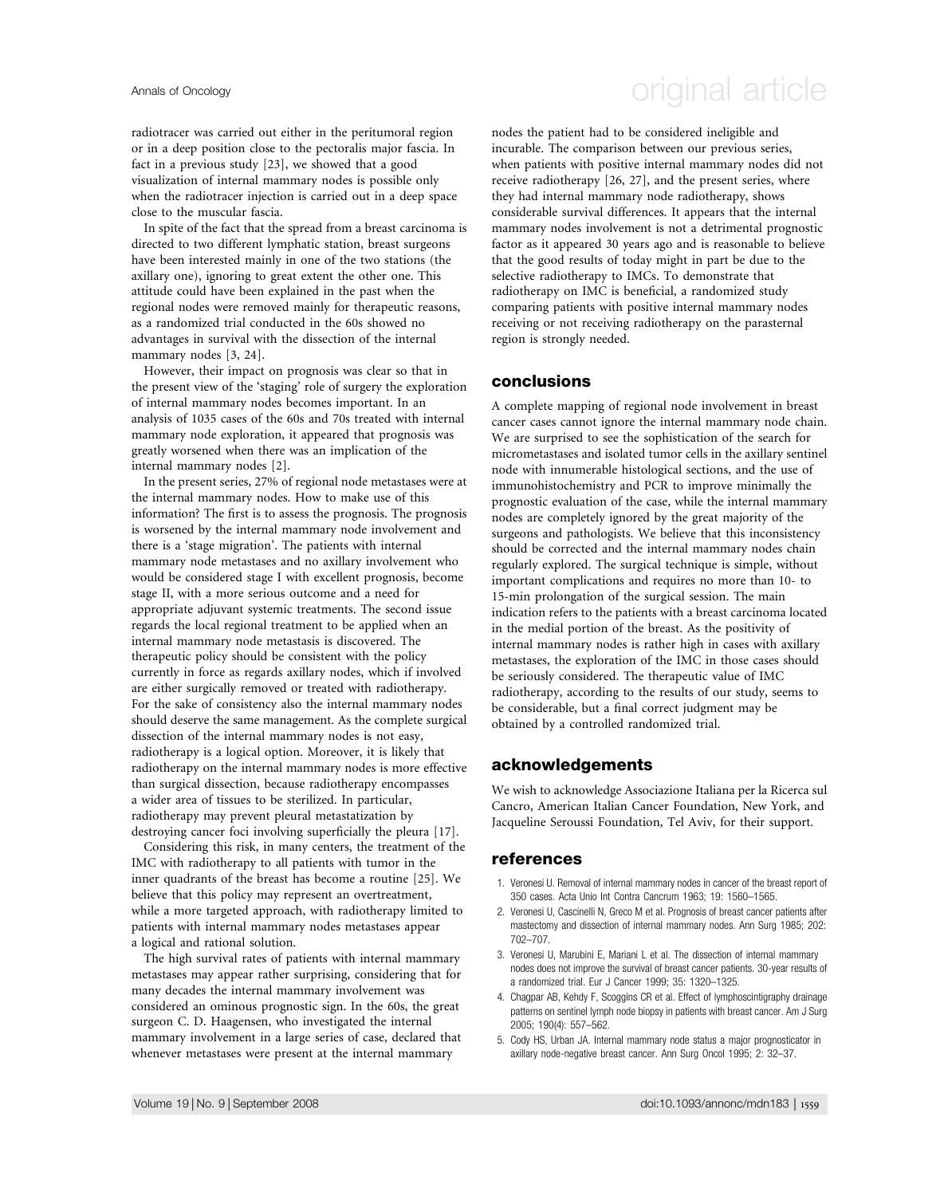radiotracer was carried out either in the peritumoral region or in a deep position close to the pectoralis major fascia. In fact in a previous study [23], we showed that a good visualization of internal mammary nodes is possible only when the radiotracer injection is carried out in a deep space close to the muscular fascia.

In spite of the fact that the spread from a breast carcinoma is directed to two different lymphatic station, breast surgeons have been interested mainly in one of the two stations (the axillary one), ignoring to great extent the other one. This attitude could have been explained in the past when the regional nodes were removed mainly for therapeutic reasons, as a randomized trial conducted in the 60s showed no advantages in survival with the dissection of the internal mammary nodes [3, 24].

However, their impact on prognosis was clear so that in the present view of the 'staging' role of surgery the exploration of internal mammary nodes becomes important. In an analysis of 1035 cases of the 60s and 70s treated with internal mammary node exploration, it appeared that prognosis was greatly worsened when there was an implication of the internal mammary nodes [2].

In the present series, 27% of regional node metastases were at the internal mammary nodes. How to make use of this information? The first is to assess the prognosis. The prognosis is worsened by the internal mammary node involvement and there is a 'stage migration'. The patients with internal mammary node metastases and no axillary involvement who would be considered stage I with excellent prognosis, become stage II, with a more serious outcome and a need for appropriate adjuvant systemic treatments. The second issue regards the local regional treatment to be applied when an internal mammary node metastasis is discovered. The therapeutic policy should be consistent with the policy currently in force as regards axillary nodes, which if involved are either surgically removed or treated with radiotherapy. For the sake of consistency also the internal mammary nodes should deserve the same management. As the complete surgical dissection of the internal mammary nodes is not easy, radiotherapy is a logical option. Moreover, it is likely that radiotherapy on the internal mammary nodes is more effective than surgical dissection, because radiotherapy encompasses a wider area of tissues to be sterilized. In particular, radiotherapy may prevent pleural metastatization by destroying cancer foci involving superficially the pleura [17].

Considering this risk, in many centers, the treatment of the IMC with radiotherapy to all patients with tumor in the inner quadrants of the breast has become a routine [25]. We believe that this policy may represent an overtreatment, while a more targeted approach, with radiotherapy limited to patients with internal mammary nodes metastases appear a logical and rational solution.

The high survival rates of patients with internal mammary metastases may appear rather surprising, considering that for many decades the internal mammary involvement was considered an ominous prognostic sign. In the 60s, the great surgeon C. D. Haagensen, who investigated the internal mammary involvement in a large series of case, declared that whenever metastases were present at the internal mammary nodes the patient had to be considered ineligible and incurable. The comparison between our previous series, when patients with positive internal mammary nodes did not receive radiotherapy [26, 27], and the present series, where they had internal mammary node radiotherapy, shows considerable survival differences. It appears that the internal mammary nodes involvement is not a detrimental prognostic factor as it appeared 30 years ago and is reasonable to believe that the good results of today might in part be due to the selective radiotherapy to IMCs. To demonstrate that radiotherapy on IMC is beneficial, a randomized study comparing patients with positive internal mammary nodes receiving or not receiving radiotherapy on the parasternal region is strongly needed.

## conclusions

A complete mapping of regional node involvement in breast cancer cases cannot ignore the internal mammary node chain. We are surprised to see the sophistication of the search for micrometastases and isolated tumor cells in the axillary sentinel node with innumerable histological sections, and the use of immunohistochemistry and PCR to improve minimally the prognostic evaluation of the case, while the internal mammary nodes are completely ignored by the great majority of the surgeons and pathologists. We believe that this inconsistency should be corrected and the internal mammary nodes chain regularly explored. The surgical technique is simple, without important complications and requires no more than 10- to 15-min prolongation of the surgical session. The main indication refers to the patients with a breast carcinoma located in the medial portion of the breast. As the positivity of internal mammary nodes is rather high in cases with axillary metastases, the exploration of the IMC in those cases should be seriously considered. The therapeutic value of IMC radiotherapy, according to the results of our study, seems to be considerable, but a final correct judgment may be obtained by a controlled randomized trial.

## acknowledgements

We wish to acknowledge Associazione Italiana per la Ricerca sul Cancro, American Italian Cancer Foundation, New York, and Jacqueline Seroussi Foundation, Tel Aviv, for their support.

## references

1. Veronesi U. Removal of internal mammary nodes in cancer of the breast report of 350 cases. Acta Unio Int Contra Cancrum 1963; 19: 1560–1565.
2. Veronesi U, Cascinelli N, Greco M et al. Prognosis of breast cancer patients after mastectomy and dissection of internal mammary nodes. Ann Surg 1985; 202: 702–707.
3. Veronesi U, Marubini E, Mariani L et al. The dissection of internal mammary nodes does not improve the survival of breast cancer patients. 30-year results of a randomized trial. Eur J Cancer 1999; 35: 1320–1325.
4. Chagpar AB, Kehdy F, Scoggins CR et al. Effect of lymphoscintigraphy drainage patterns on sentinel lymph node biopsy in patients with breast cancer. Am J Surg 2005; 190(4): 557–562.
5. Cody HS, Urban JA. Internal mammary node status a major prognosticator in axillary node-negative breast cancer. Ann Surg Oncol 1995; 2: 32–37.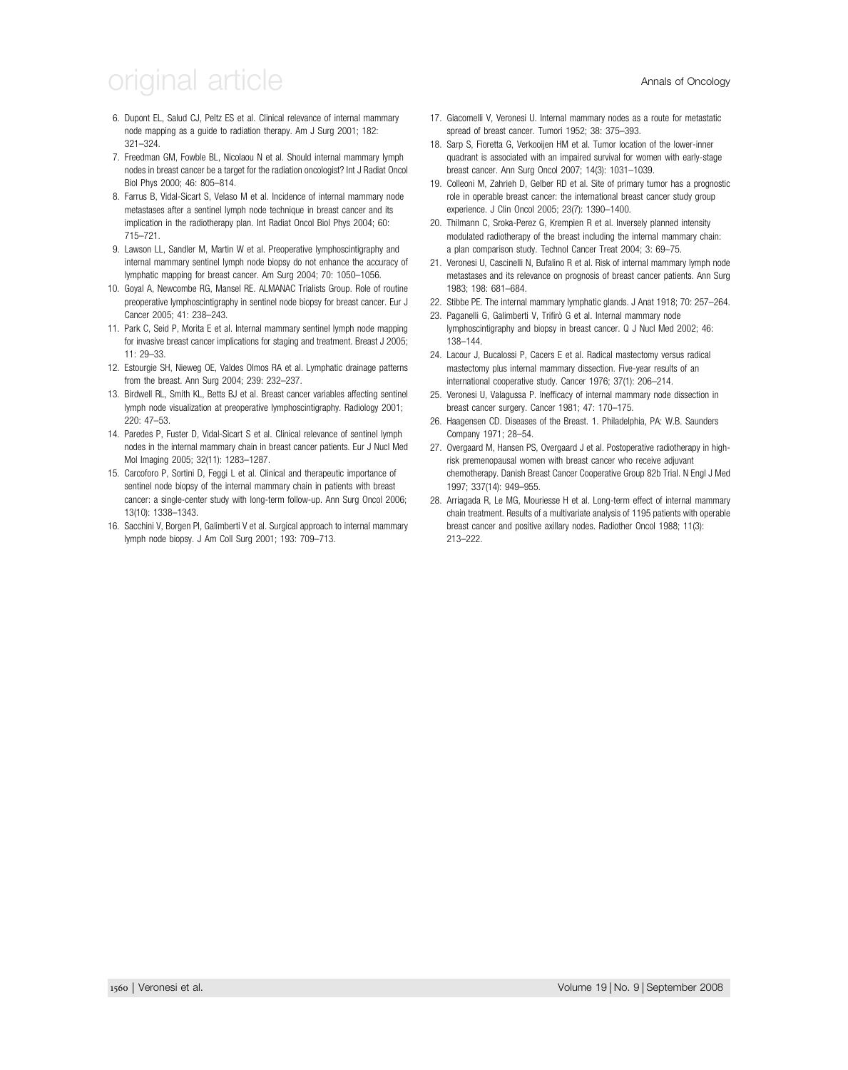6. Dupont EL, Salud CJ, Peltz ES et al. Clinical relevance of internal mammary node mapping as a guide to radiation therapy. Am J Surg 2001; 182: 321–324.
7. Freedman GM, Fowble BL, Nicolaou N et al. Should internal mammary lymph nodes in breast cancer be a target for the radiation oncologist? Int J Radiat Oncol Biol Phys 2000; 46: 805–814.
8. Farrus B, Vidal-Sicart S, Velaso M et al. Incidence of internal mammary node metastases after a sentinel lymph node technique in breast cancer and its implication in the radiotherapy plan. Int Radiat Oncol Biol Phys 2004; 60: 715–721.
9. Lawson LL, Sandler M, Martin W et al. Preoperative lymphoscintigraphy and internal mammary sentinel lymph node biopsy do not enhance the accuracy of lymphatic mapping for breast cancer. Am Surg 2004; 70: 1050–1056.
10. Goyal A, Newcombe RG, Mansel RE. ALMANAC Trialists Group. Role of routine preoperative lymphoscintigraphy in sentinel node biopsy for breast cancer. Eur J Cancer 2005; 41: 238–243.
11. Park C, Seid P, Morita E et al. Internal mammary sentinel lymph node mapping for invasive breast cancer implications for staging and treatment. Breast J 2005; 11: 29–33.
12. Estourgie SH, Nieweg OE, Valdes Olmos RA et al. Lymphatic drainage patterns from the breast. Ann Surg 2004; 239: 232–237.
13. Birdwell RL, Smith KL, Betts BJ et al. Breast cancer variables affecting sentinel lymph node visualization at preoperative lymphoscintigraphy. Radiology 2001; 220: 47–53.
14. Paredes P, Fuster D, Vidal-Sicart S et al. Clinical relevance of sentinel lymph nodes in the internal mammary chain in breast cancer patients. Eur J Nucl Med Mol Imaging 2005; 32(11): 1283–1287.
15. Carcoforo P, Sortini D, Feggi L et al. Clinical and therapeutic importance of sentinel node biopsy of the internal mammary chain in patients with breast cancer: a single-center study with long-term follow-up. Ann Surg Oncol 2006; 13(10): 1338–1343.
16. Sacchini V, Borgen PI, Galimberti V et al. Surgical approach to internal mammary lymph node biopsy. J Am Coll Surg 2001; 193: 709–713.
17. Giacomelli V, Veronesi U. Internal mammary nodes as a route for metastatic spread of breast cancer. Tumori 1952; 38: 375–393.
18. Sarp S, Fioretta G, Verkooijen HM et al. Tumor location of the lower-inner quadrant is associated with an impaired survival for women with early-stage breast cancer. Ann Surg Oncol 2007; 14(3): 1031–1039.
19. Colleoni M, Zahrieh D, Gelber RD et al. Site of primary tumor has a prognostic role in operable breast cancer: the international breast cancer study group experience. J Clin Oncol 2005; 23(7): 1390–1400.
20. Thilmann C, Sroka-Perez G, Krempien R et al. Inversely planned intensity modulated radiotherapy of the breast including the internal mammary chain: a plan comparison study. Technol Cancer Treat 2004; 3: 69–75.
21. Veronesi U, Cascinelli N, Bufalino R et al. Risk of internal mammary lymph node metastases and its relevance on prognosis of breast cancer patients. Ann Surg 1983; 198: 681–684.
22. Stibbe PE. The internal mammary lymphatic glands. J Anat 1918; 70: 257–264.
23. Paganelli G, Galimberti V, Trifirò G et al. Internal mammary node lymphoscintigraphy and biopsy in breast cancer. Q J Nucl Med 2002; 46: 138–144.
24. Lacour J, Bucalossi P, Cacers E et al. Radical mastectomy versus radical mastectomy plus internal mammary dissection. Five-year results of an international cooperative study. Cancer 1976; 37(1): 206–214.
25. Veronesi U, Valagussa P. Inefficacy of internal mammary node dissection in breast cancer surgery. Cancer 1981; 47: 170–175.
26. Haagensen CD. Diseases of the Breast. 1. Philadelphia, PA: W.B. Saunders Company 1971; 28–54.
27. Overgaard M, Hansen PS, Overgaard J et al. Postoperative radiotherapy in high-risk premenopausal women with breast cancer who receive adjuvant chemotherapy. Danish Breast Cancer Cooperative Group 82b Trial. N Engl J Med 1997; 337(14): 949–955.
28. Arriagada R, Le MG, Mouriesse H et al. Long-term effect of internal mammary chain treatment. Results of a multivariate analysis of 1195 patients with operable breast cancer and positive axillary nodes. Radiother Oncol 1988; 11(3): 213–222.